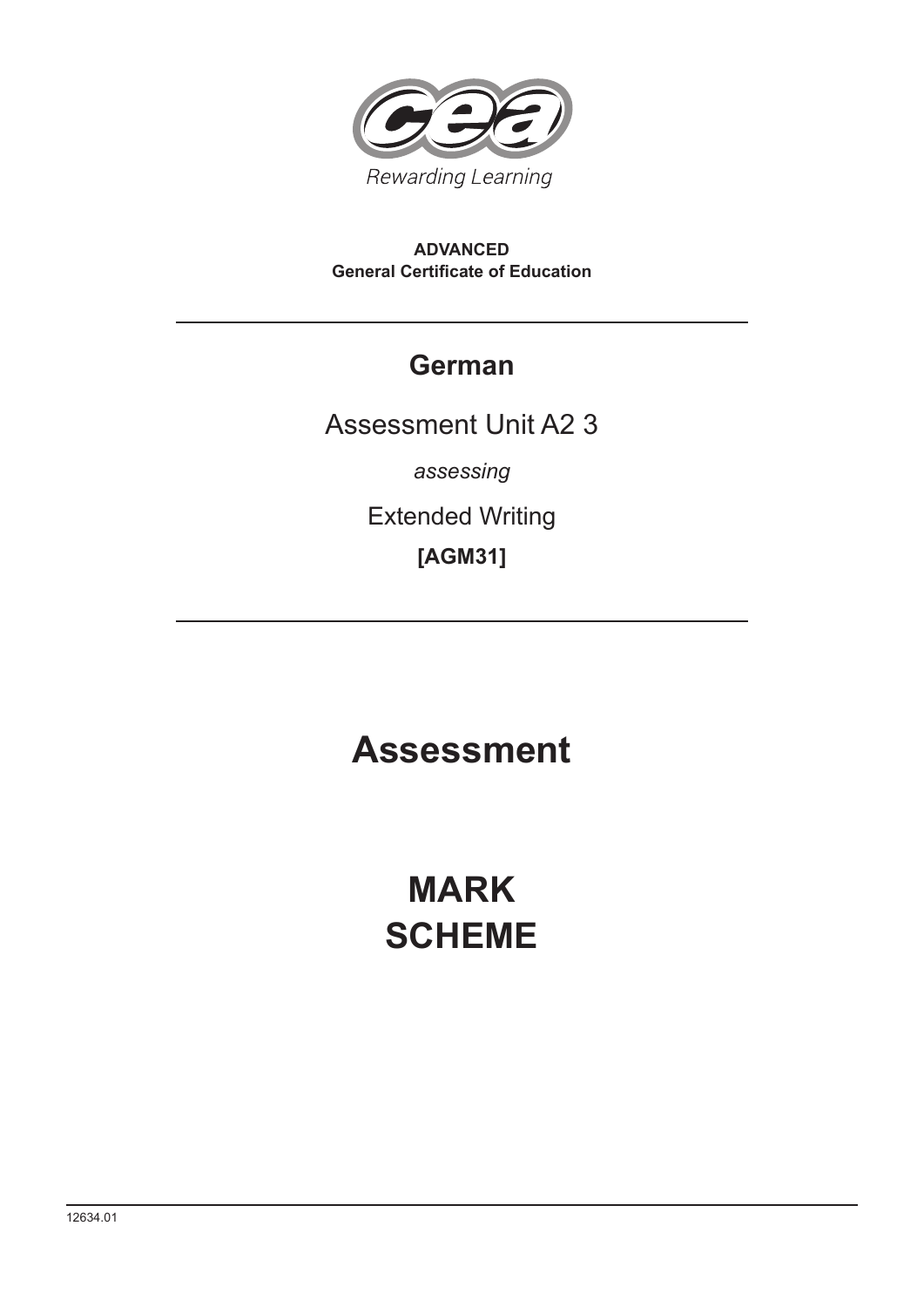Rewarding Learning

**ADVANCED**
**General Certificate of Education**

# German

Assessment Unit A2 3

*assessing*

Extended Writing

**[AGM31]**

# Assessment

# MARK SCHEME

12634.01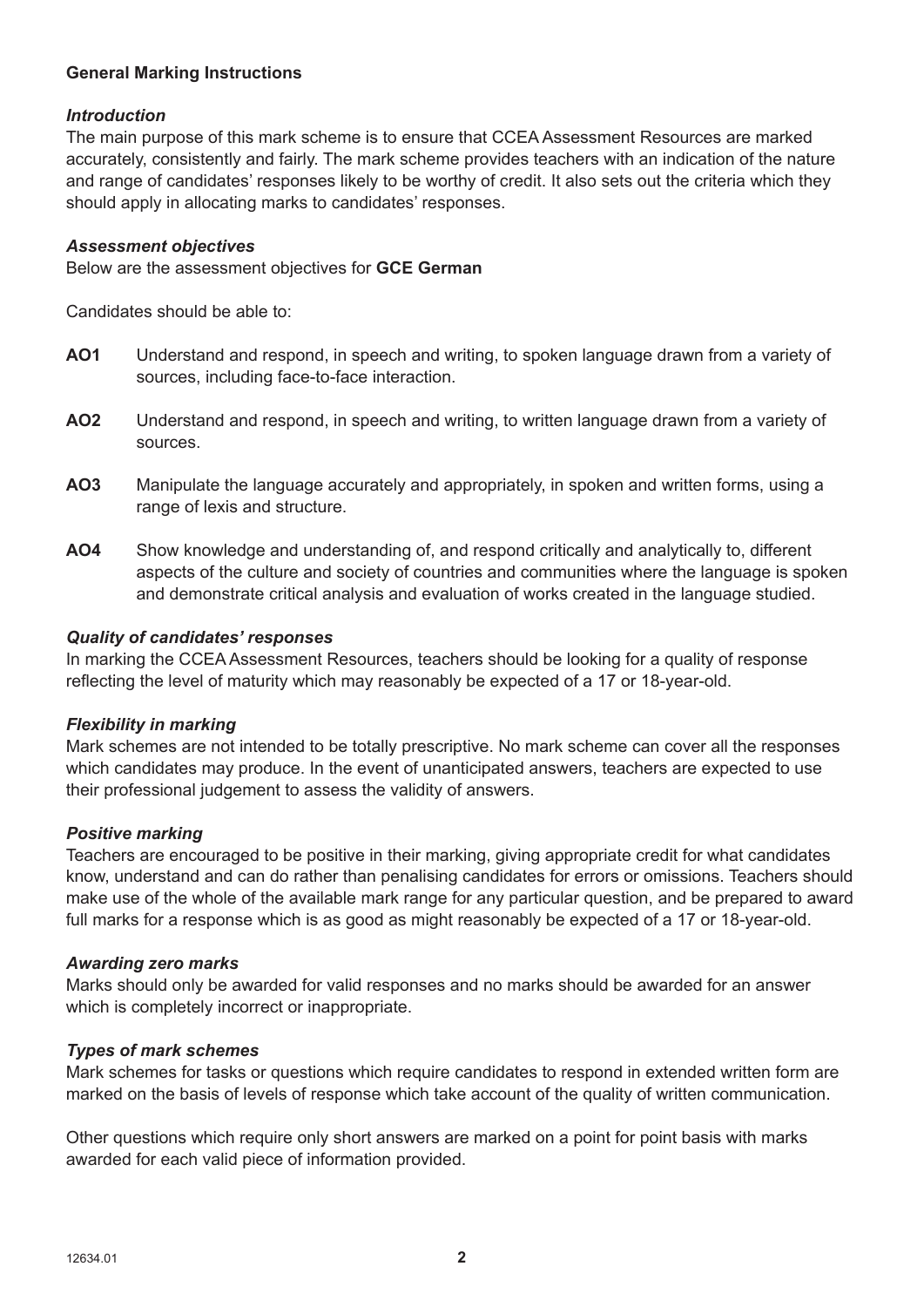**General Marking Instructions**

***Introduction***

The main purpose of this mark scheme is to ensure that CCEA Assessment Resources are marked accurately, consistently and fairly. The mark scheme provides teachers with an indication of the nature and range of candidates' responses likely to be worthy of credit. It also sets out the criteria which they should apply in allocating marks to candidates' responses.

***Assessment objectives***

Below are the assessment objectives for **GCE German**

Candidates should be able to:

**AO1** Understand and respond, in speech and writing, to spoken language drawn from a variety of sources, including face-to-face interaction.

**AO2** Understand and respond, in speech and writing, to written language drawn from a variety of sources.

**AO3** Manipulate the language accurately and appropriately, in spoken and written forms, using a range of lexis and structure.

**AO4** Show knowledge and understanding of, and respond critically and analytically to, different aspects of the culture and society of countries and communities where the language is spoken and demonstrate critical analysis and evaluation of works created in the language studied.

***Quality of candidates' responses***

In marking the CCEA Assessment Resources, teachers should be looking for a quality of response reflecting the level of maturity which may reasonably be expected of a 17 or 18-year-old.

***Flexibility in marking***

Mark schemes are not intended to be totally prescriptive. No mark scheme can cover all the responses which candidates may produce. In the event of unanticipated answers, teachers are expected to use their professional judgement to assess the validity of answers.

***Positive marking***

Teachers are encouraged to be positive in their marking, giving appropriate credit for what candidates know, understand and can do rather than penalising candidates for errors or omissions. Teachers should make use of the whole of the available mark range for any particular question, and be prepared to award full marks for a response which is as good as might reasonably be expected of a 17 or 18-year-old.

***Awarding zero marks***

Marks should only be awarded for valid responses and no marks should be awarded for an answer which is completely incorrect or inappropriate.

***Types of mark schemes***

Mark schemes for tasks or questions which require candidates to respond in extended written form are marked on the basis of levels of response which take account of the quality of written communication.

Other questions which require only short answers are marked on a point for point basis with marks awarded for each valid piece of information provided.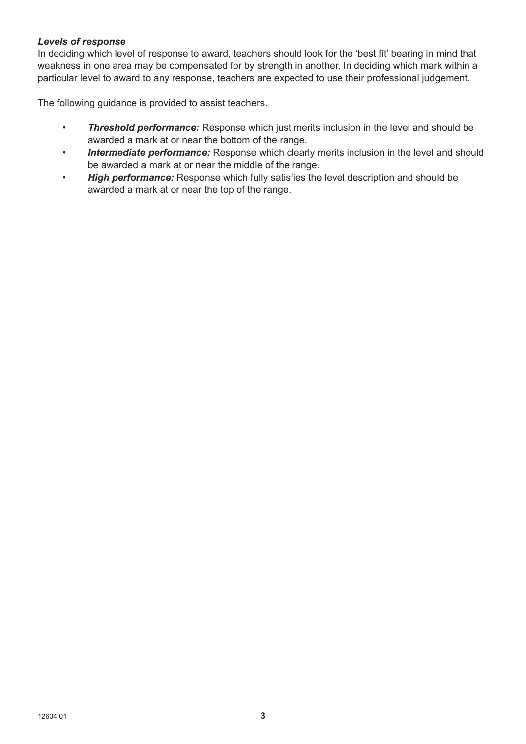***Levels of response***

In deciding which level of response to award, teachers should look for the 'best fit' bearing in mind that weakness in one area may be compensated for by strength in another. In deciding which mark within a particular level to award to any response, teachers are expected to use their professional judgement.

The following guidance is provided to assist teachers.

- ***Threshold performance:*** Response which just merits inclusion in the level and should be awarded a mark at or near the bottom of the range.
- ***Intermediate performance:*** Response which clearly merits inclusion in the level and should be awarded a mark at or near the middle of the range.
- ***High performance:*** Response which fully satisfies the level description and should be awarded a mark at or near the top of the range.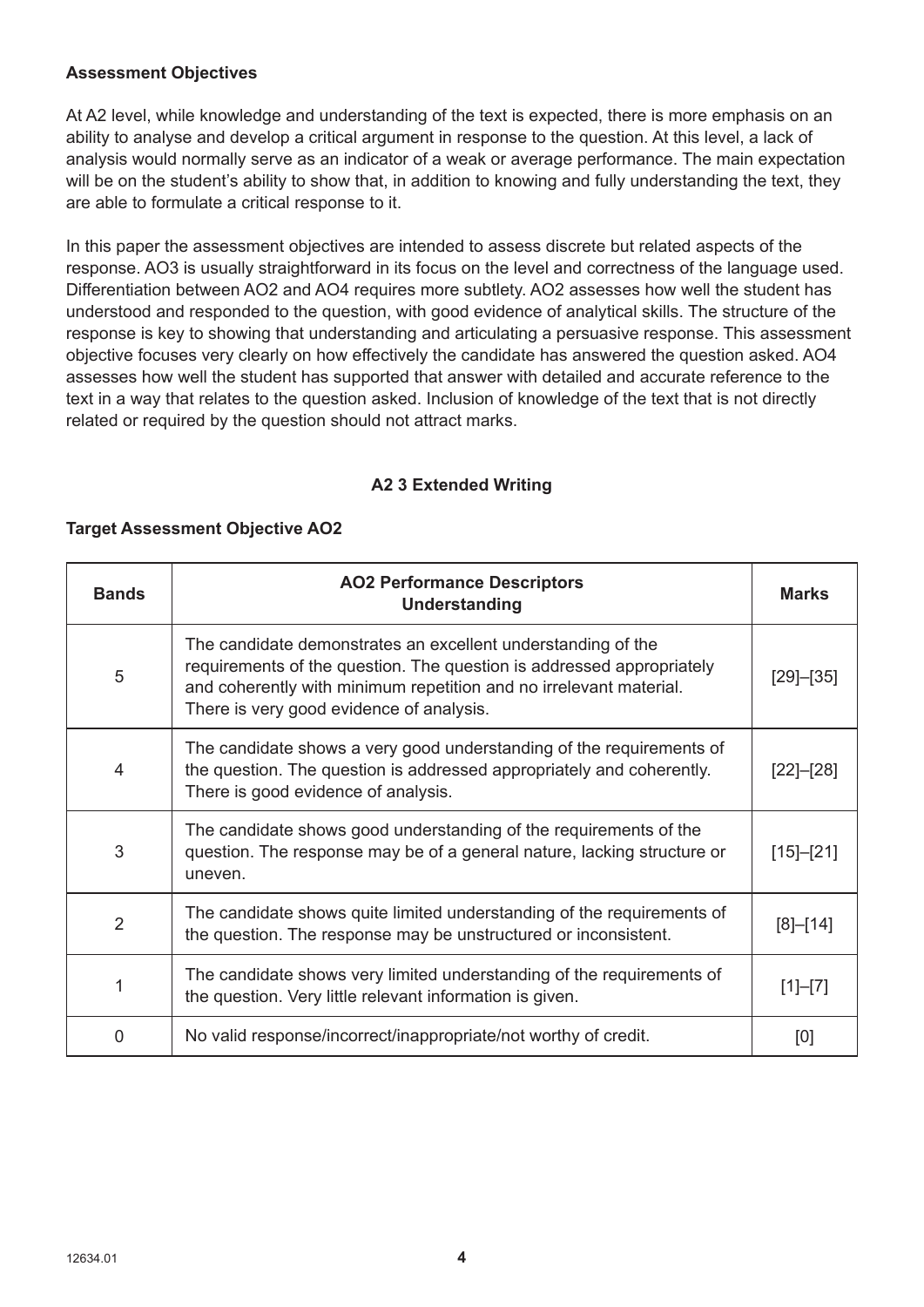**Assessment Objectives**

At A2 level, while knowledge and understanding of the text is expected, there is more emphasis on an ability to analyse and develop a critical argument in response to the question. At this level, a lack of analysis would normally serve as an indicator of a weak or average performance. The main expectation will be on the student's ability to show that, in addition to knowing and fully understanding the text, they are able to formulate a critical response to it.

In this paper the assessment objectives are intended to assess discrete but related aspects of the response. AO3 is usually straightforward in its focus on the level and correctness of the language used. Differentiation between AO2 and AO4 requires more subtlety. AO2 assesses how well the student has understood and responded to the question, with good evidence of analytical skills. The structure of the response is key to showing that understanding and articulating a persuasive response. This assessment objective focuses very clearly on how effectively the candidate has answered the question asked. AO4 assesses how well the student has supported that answer with detailed and accurate reference to the text in a way that relates to the question asked. Inclusion of knowledge of the text that is not directly related or required by the question should not attract marks.

**A2 3 Extended Writing**

**Target Assessment Objective AO2**

| Bands | AO2 Performance Descriptors Understanding | Marks |
| --- | --- | --- |
| 5 | The candidate demonstrates an excellent understanding of the requirements of the question. The question is addressed appropriately and coherently with minimum repetition and no irrelevant material. There is very good evidence of analysis. | [29]–[35] |
| 4 | The candidate shows a very good understanding of the requirements of the question. The question is addressed appropriately and coherently. There is good evidence of analysis. | [22]–[28] |
| 3 | The candidate shows good understanding of the requirements of the question. The response may be of a general nature, lacking structure or uneven. | [15]–[21] |
| 2 | The candidate shows quite limited understanding of the requirements of the question. The response may be unstructured or inconsistent. | [8]–[14] |
| 1 | The candidate shows very limited understanding of the requirements of the question. Very little relevant information is given. | [1]–[7] |
| 0 | No valid response/incorrect/inappropriate/not worthy of credit. | [0] |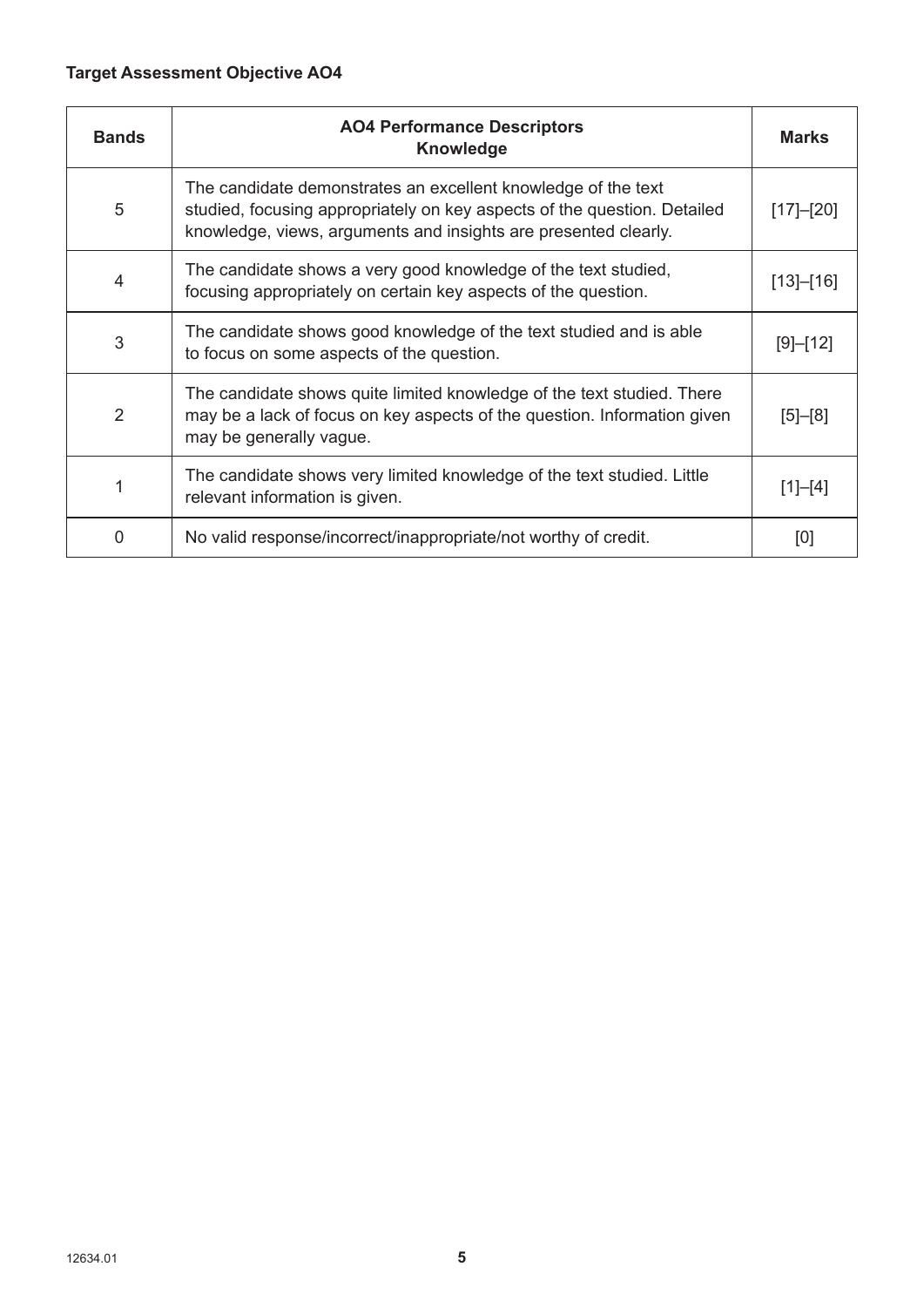**Target Assessment Objective AO4**

| Bands | AO4 Performance Descriptors<br>Knowledge | Marks |
|---|---|---|
| 5 | The candidate demonstrates an excellent knowledge of the text studied, focusing appropriately on key aspects of the question. Detailed knowledge, views, arguments and insights are presented clearly. | [17]–[20] |
| 4 | The candidate shows a very good knowledge of the text studied, focusing appropriately on certain key aspects of the question. | [13]–[16] |
| 3 | The candidate shows good knowledge of the text studied and is able to focus on some aspects of the question. | [9]–[12] |
| 2 | The candidate shows quite limited knowledge of the text studied. There may be a lack of focus on key aspects of the question. Information given may be generally vague. | [5]–[8] |
| 1 | The candidate shows very limited knowledge of the text studied. Little relevant information is given. | [1]–[4] |
| 0 | No valid response/incorrect/inappropriate/not worthy of credit. | [0] |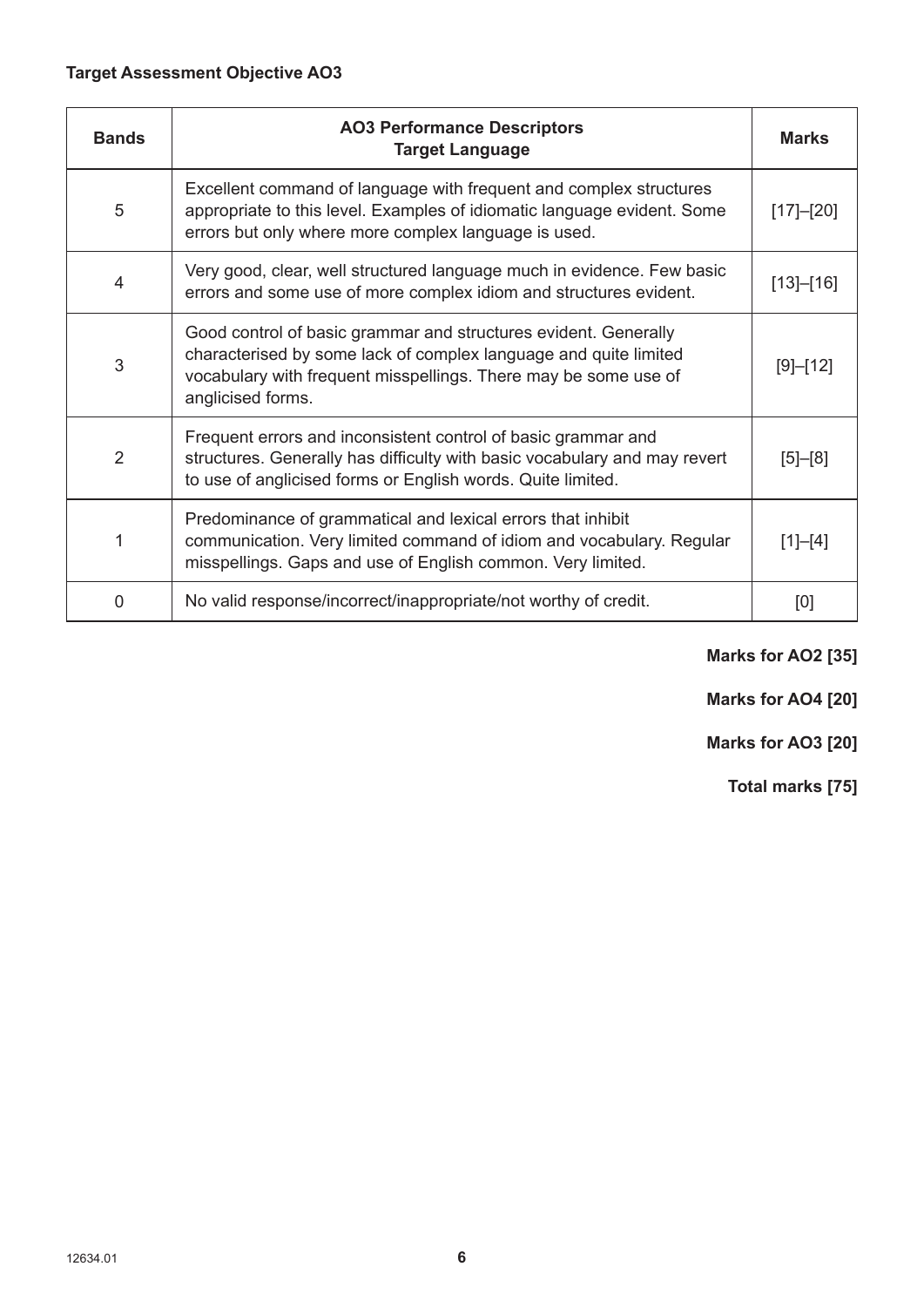**Target Assessment Objective AO3**

| Bands | AO3 Performance Descriptors Target Language | Marks |
|---|---|---|
| 5 | Excellent command of language with frequent and complex structures appropriate to this level. Examples of idiomatic language evident. Some errors but only where more complex language is used. | [17]–[20] |
| 4 | Very good, clear, well structured language much in evidence. Few basic errors and some use of more complex idiom and structures evident. | [13]–[16] |
| 3 | Good control of basic grammar and structures evident. Generally characterised by some lack of complex language and quite limited vocabulary with frequent misspellings. There may be some use of anglicised forms. | [9]–[12] |
| 2 | Frequent errors and inconsistent control of basic grammar and structures. Generally has difficulty with basic vocabulary and may revert to use of anglicised forms or English words. Quite limited. | [5]–[8] |
| 1 | Predominance of grammatical and lexical errors that inhibit communication. Very limited command of idiom and vocabulary. Regular misspellings. Gaps and use of English common. Very limited. | [1]–[4] |
| 0 | No valid response/incorrect/inappropriate/not worthy of credit. | [0] |

**Marks for AO2 [35]**

**Marks for AO4 [20]**

**Marks for AO3 [20]**

**Total marks [75]**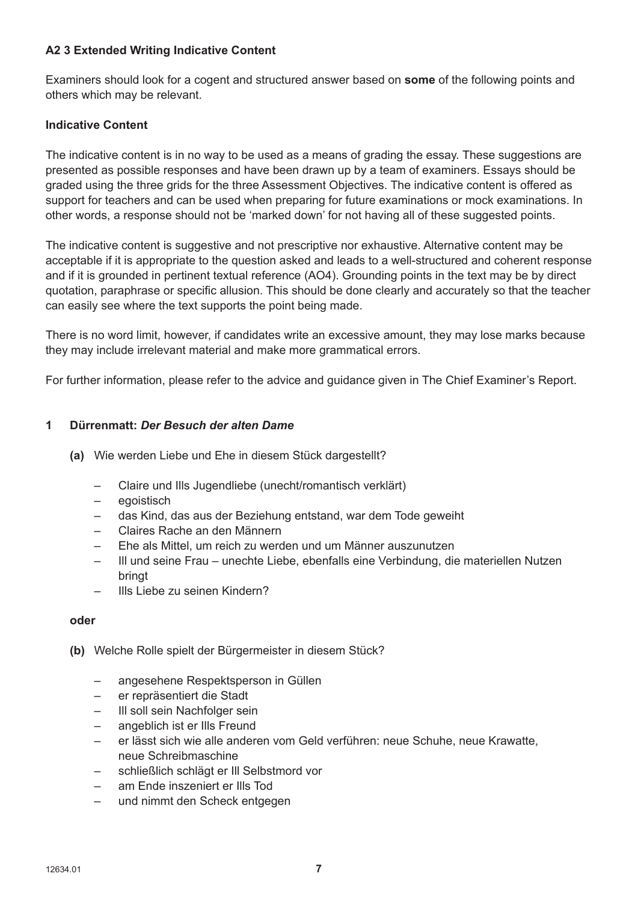**A2 3 Extended Writing Indicative Content**

Examiners should look for a cogent and structured answer based on **some** of the following points and others which may be relevant.

**Indicative Content**

The indicative content is in no way to be used as a means of grading the essay. These suggestions are presented as possible responses and have been drawn up by a team of examiners. Essays should be graded using the three grids for the three Assessment Objectives. The indicative content is offered as support for teachers and can be used when preparing for future examinations or mock examinations. In other words, a response should not be 'marked down' for not having all of these suggested points.

The indicative content is suggestive and not prescriptive nor exhaustive. Alternative content may be acceptable if it is appropriate to the question asked and leads to a well-structured and coherent response and if it is grounded in pertinent textual reference (AO4). Grounding points in the text may be by direct quotation, paraphrase or specific allusion. This should be done clearly and accurately so that the teacher can easily see where the text supports the point being made.

There is no word limit, however, if candidates write an excessive amount, they may lose marks because they may include irrelevant material and make more grammatical errors.

For further information, please refer to the advice and guidance given in The Chief Examiner's Report.

**1 Dürrenmatt: *Der Besuch der alten Dame***

**(a)** Wie werden Liebe und Ehe in diesem Stück dargestellt?

- Claire und Ills Jugendliebe (unecht/romantisch verklärt)
- egoistisch
- das Kind, das aus der Beziehung entstand, war dem Tode geweiht
- Claires Rache an den Männern
- Ehe als Mittel, um reich zu werden und um Männer auszunutzen
- Ill und seine Frau – unechte Liebe, ebenfalls eine Verbindung, die materiellen Nutzen bringt
- Ills Liebe zu seinen Kindern?

**oder**

**(b)** Welche Rolle spielt der Bürgermeister in diesem Stück?

- angesehene Respektsperson in Güllen
- er repräsentiert die Stadt
- Ill soll sein Nachfolger sein
- angeblich ist er Ills Freund
- er lässt sich wie alle anderen vom Geld verführen: neue Schuhe, neue Krawatte, neue Schreibmaschine
- schließlich schlägt er Ill Selbstmord vor
- am Ende inszeniert er Ills Tod
- und nimmt den Scheck entgegen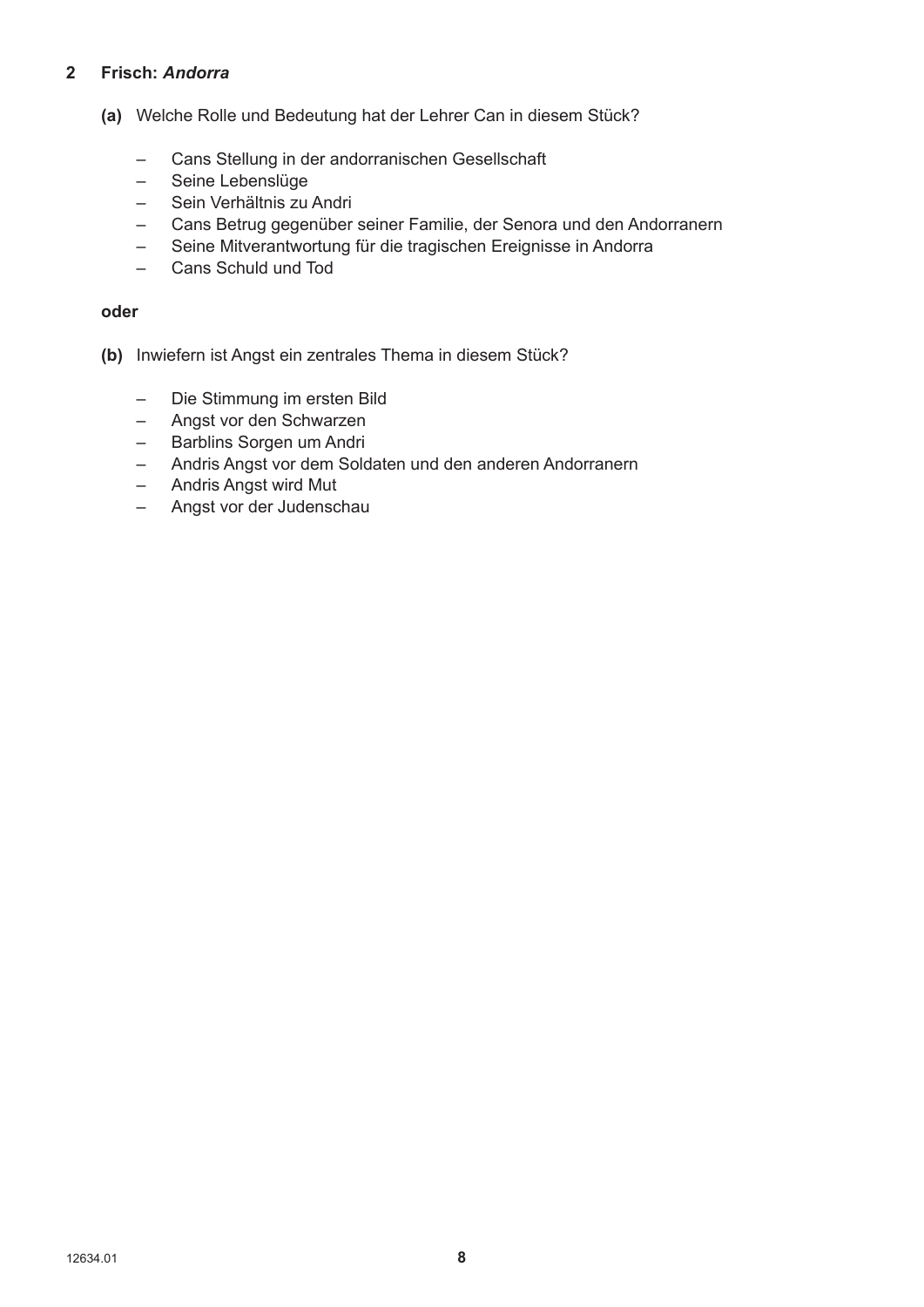## 2 Frisch: *Andorra*

**(a)** Welche Rolle und Bedeutung hat der Lehrer Can in diesem Stück?

- Cans Stellung in der andorranischen Gesellschaft
- Seine Lebenslüge
- Sein Verhältnis zu Andri
- Cans Betrug gegenüber seiner Familie, der Senora und den Andorranern
- Seine Mitverantwortung für die tragischen Ereignisse in Andorra
- Cans Schuld und Tod

**oder**

**(b)** Inwiefern ist Angst ein zentrales Thema in diesem Stück?

- Die Stimmung im ersten Bild
- Angst vor den Schwarzen
- Barblins Sorgen um Andri
- Andris Angst vor dem Soldaten und den anderen Andorranern
- Andris Angst wird Mut
- Angst vor der Judenschau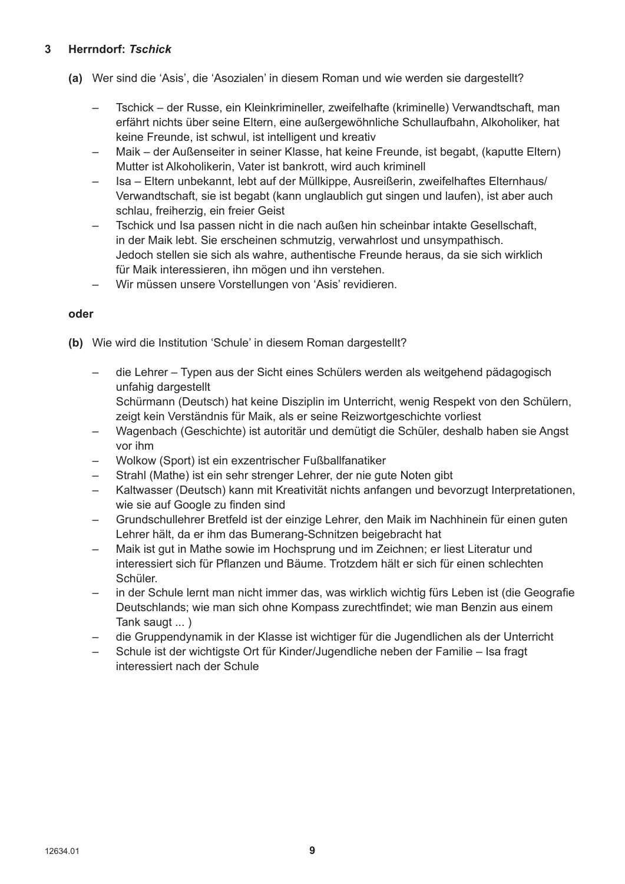**3 Herrndorf: *Tschick***

**(a)** Wer sind die 'Asis', die 'Asozialen' in diesem Roman und wie werden sie dargestellt?

- Tschick – der Russe, ein Kleinkrimineller, zweifelhafte (kriminelle) Verwandtschaft, man erfährt nichts über seine Eltern, eine außergewöhnliche Schullaufbahn, Alkoholiker, hat keine Freunde, ist schwul, ist intelligent und kreativ
- Maik – der Außenseiter in seiner Klasse, hat keine Freunde, ist begabt, (kaputte Eltern) Mutter ist Alkoholikerin, Vater ist bankrott, wird auch kriminell
- Isa – Eltern unbekannt, lebt auf der Müllkippe, Ausreißerin, zweifelhaftes Elternhaus/ Verwandtschaft, sie ist begabt (kann unglaublich gut singen und laufen), ist aber auch schlau, freiherzig, ein freier Geist
- Tschick und Isa passen nicht in die nach außen hin scheinbar intakte Gesellschaft, in der Maik lebt. Sie erscheinen schmutzig, verwahrlost und unsympathisch. Jedoch stellen sie sich als wahre, authentische Freunde heraus, da sie sich wirklich für Maik interessieren, ihn mögen und ihn verstehen.
- Wir müssen unsere Vorstellungen von 'Asis' revidieren.

**oder**

**(b)** Wie wird die Institution 'Schule' in diesem Roman dargestellt?

- die Lehrer – Typen aus der Sicht eines Schülers werden als weitgehend pädagogisch unfahig dargestellt
  Schürmann (Deutsch) hat keine Disziplin im Unterricht, wenig Respekt von den Schülern, zeigt kein Verständnis für Maik, als er seine Reizwortgeschichte vorliest
- Wagenbach (Geschichte) ist autoritär und demütigt die Schüler, deshalb haben sie Angst vor ihm
- Wolkow (Sport) ist ein exzentrischer Fußballfanatiker
- Strahl (Mathe) ist ein sehr strenger Lehrer, der nie gute Noten gibt
- Kaltwasser (Deutsch) kann mit Kreativität nichts anfangen und bevorzugt Interpretationen, wie sie auf Google zu finden sind
- Grundschullehrer Bretfeld ist der einzige Lehrer, den Maik im Nachhinein für einen guten Lehrer hält, da er ihm das Bumerang-Schnitzen beigebracht hat
- Maik ist gut in Mathe sowie im Hochsprung und im Zeichnen; er liest Literatur und interessiert sich für Pflanzen und Bäume. Trotzdem hält er sich für einen schlechten Schüler.
- in der Schule lernt man nicht immer das, was wirklich wichtig fürs Leben ist (die Geografie Deutschlands; wie man sich ohne Kompass zurechtfindet; wie man Benzin aus einem Tank saugt ... )
- die Gruppendynamik in der Klasse ist wichtiger für die Jugendlichen als der Unterricht
- Schule ist der wichtigste Ort für Kinder/Jugendliche neben der Familie – Isa fragt interessiert nach der Schule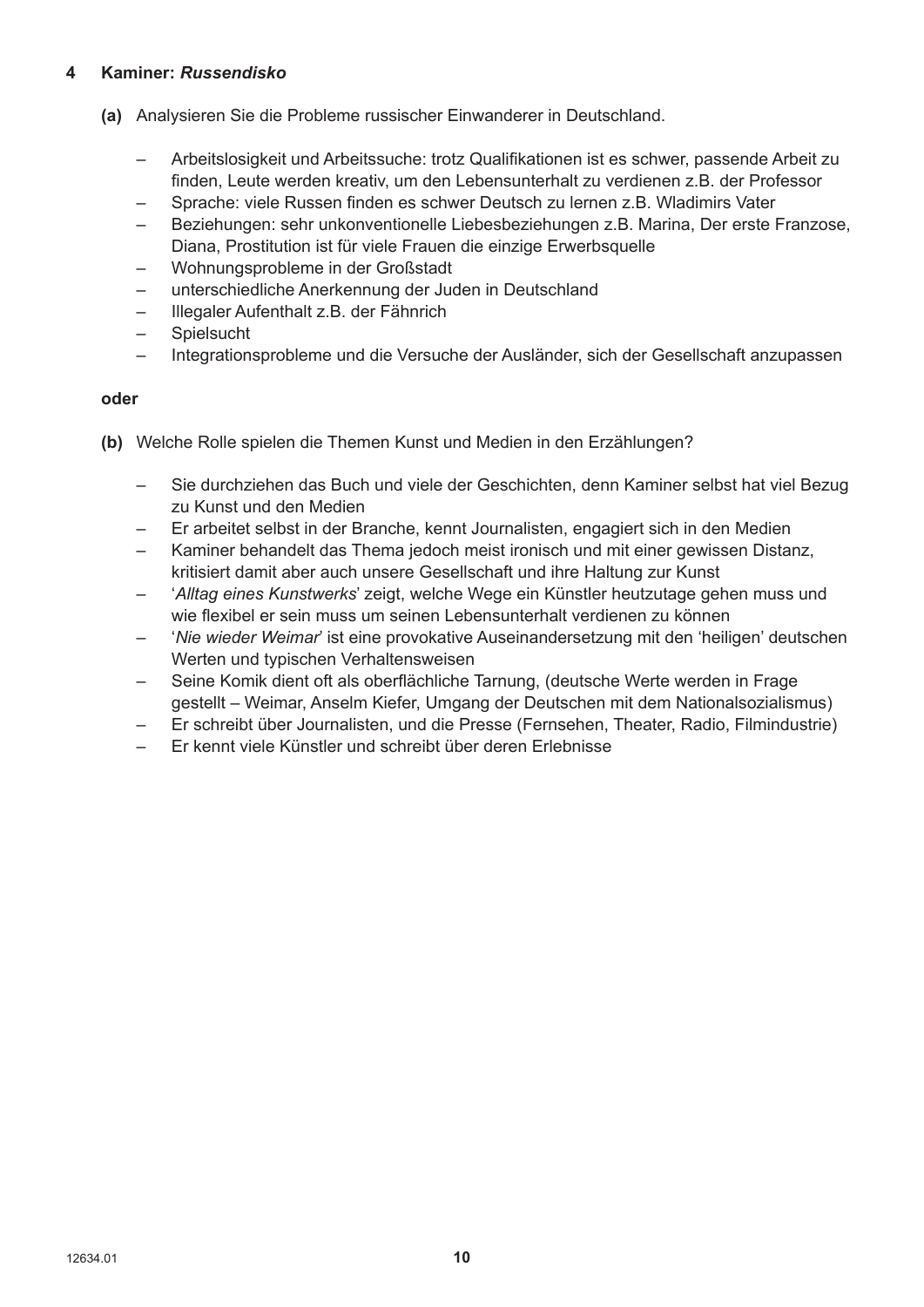## 4 Kaminer: *Russendisko*

**(a)** Analysieren Sie die Probleme russischer Einwanderer in Deutschland.

- Arbeitslosigkeit und Arbeitssuche: trotz Qualifikationen ist es schwer, passende Arbeit zu finden, Leute werden kreativ, um den Lebensunterhalt zu verdienen z.B. der Professor
- Sprache: viele Russen finden es schwer Deutsch zu lernen z.B. Wladimirs Vater
- Beziehungen: sehr unkonventionelle Liebesbeziehungen z.B. Marina, Der erste Franzose, Diana, Prostitution ist für viele Frauen die einzige Erwerbsquelle
- Wohnungsprobleme in der Großstadt
- unterschiedliche Anerkennung der Juden in Deutschland
- Illegaler Aufenthalt z.B. der Fähnrich
- Spielsucht
- Integrationsprobleme und die Versuche der Ausländer, sich der Gesellschaft anzupassen

**oder**

**(b)** Welche Rolle spielen die Themen Kunst und Medien in den Erzählungen?

- Sie durchziehen das Buch und viele der Geschichten, denn Kaminer selbst hat viel Bezug zu Kunst und den Medien
- Er arbeitet selbst in der Branche, kennt Journalisten, engagiert sich in den Medien
- Kaminer behandelt das Thema jedoch meist ironisch und mit einer gewissen Distanz, kritisiert damit aber auch unsere Gesellschaft und ihre Haltung zur Kunst
- '*Alltag eines Kunstwerks*' zeigt, welche Wege ein Künstler heutzutage gehen muss und wie flexibel er sein muss um seinen Lebensunterhalt verdienen zu können
- '*Nie wieder Weimar*' ist eine provokative Auseinandersetzung mit den 'heiligen' deutschen Werten und typischen Verhaltensweisen
- Seine Komik dient oft als oberflächliche Tarnung, (deutsche Werte werden in Frage gestellt – Weimar, Anselm Kiefer, Umgang der Deutschen mit dem Nationalsozialismus)
- Er schreibt über Journalisten, und die Presse (Fernsehen, Theater, Radio, Filmindustrie)
- Er kennt viele Künstler und schreibt über deren Erlebnisse